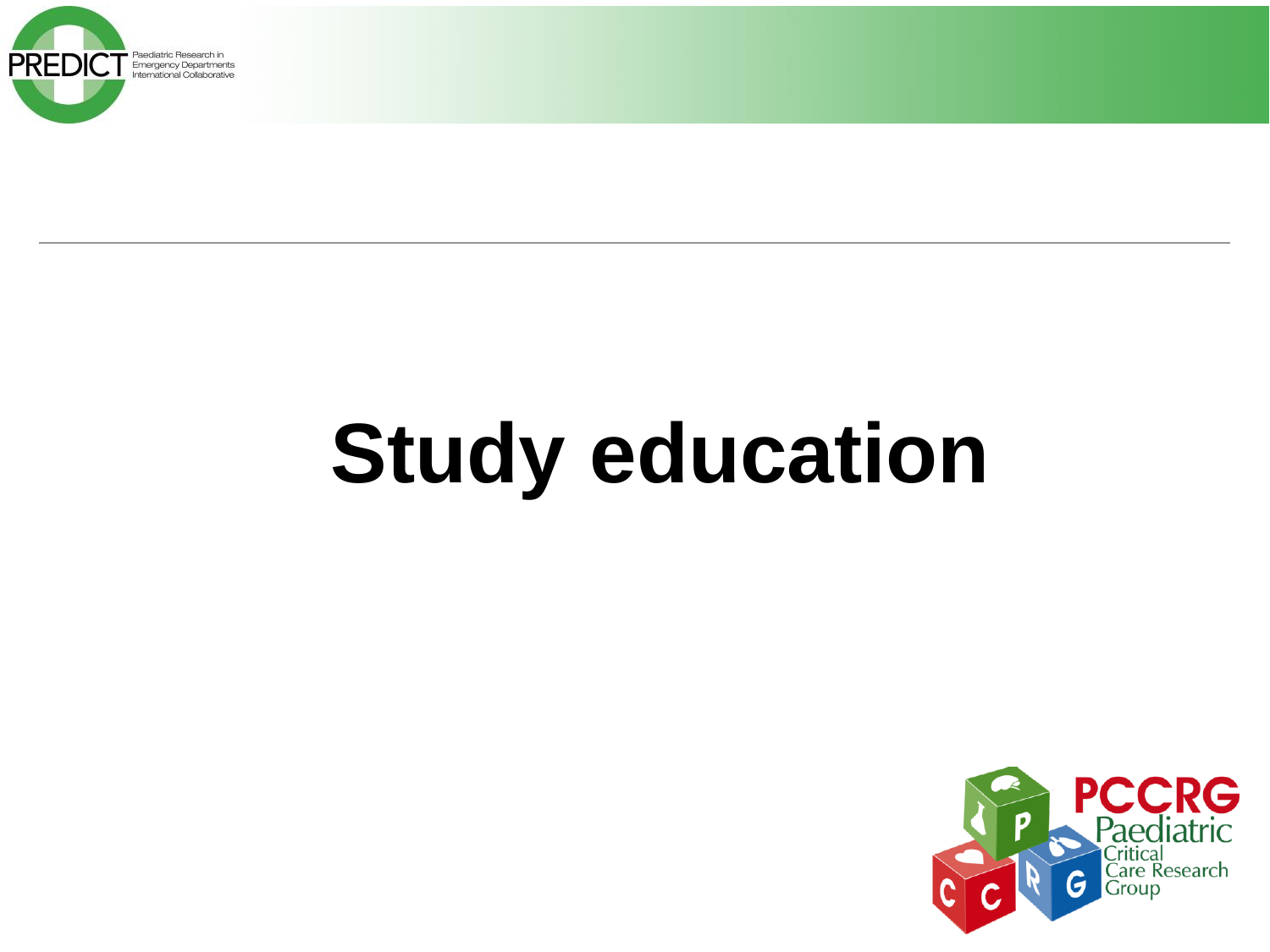# Study education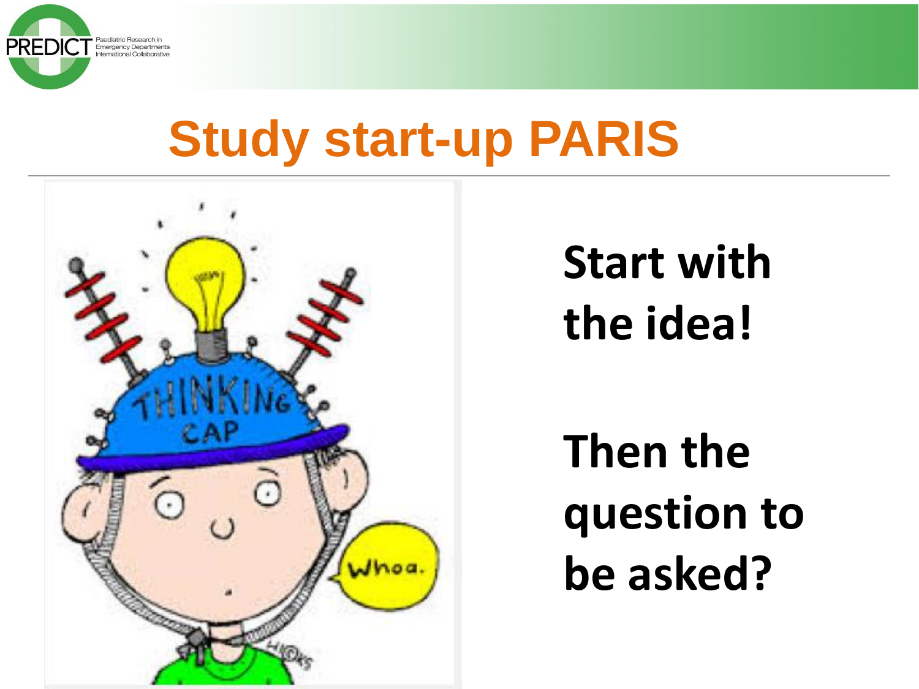# Study start-up PARIS

**Start with the idea!**

**Then the question to be asked?**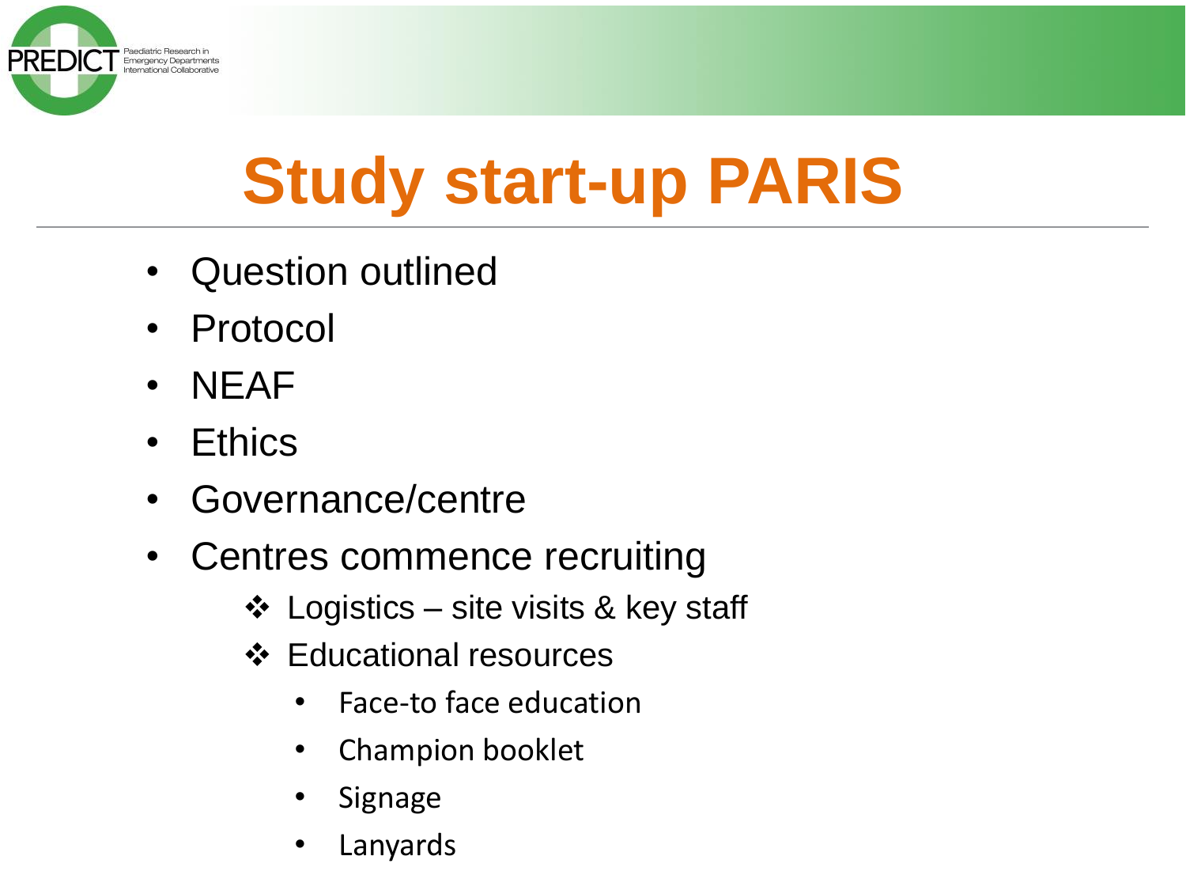# Study start-up PARIS

- Question outlined
- Protocol
- NEAF
- Ethics
- Governance/centre
- Centres commence recruiting
  - ❖ Logistics – site visits & key staff
  - ❖ Educational resources
    - Face-to face education
    - Champion booklet
    - Signage
    - Lanyards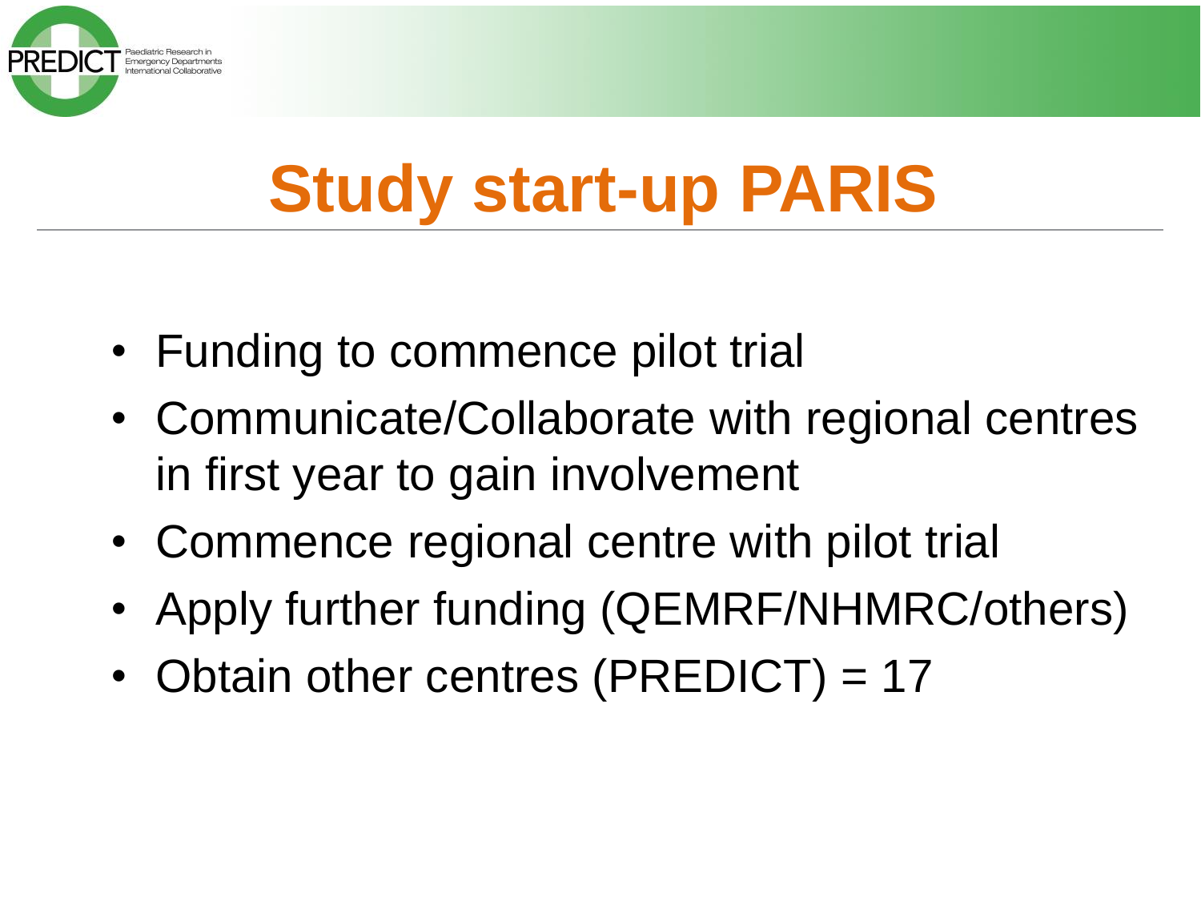# Study start-up PARIS

- Funding to commence pilot trial
- Communicate/Collaborate with regional centres in first year to gain involvement
- Commence regional centre with pilot trial
- Apply further funding (QEMRF/NHMRC/others)
- Obtain other centres (PREDICT) = 17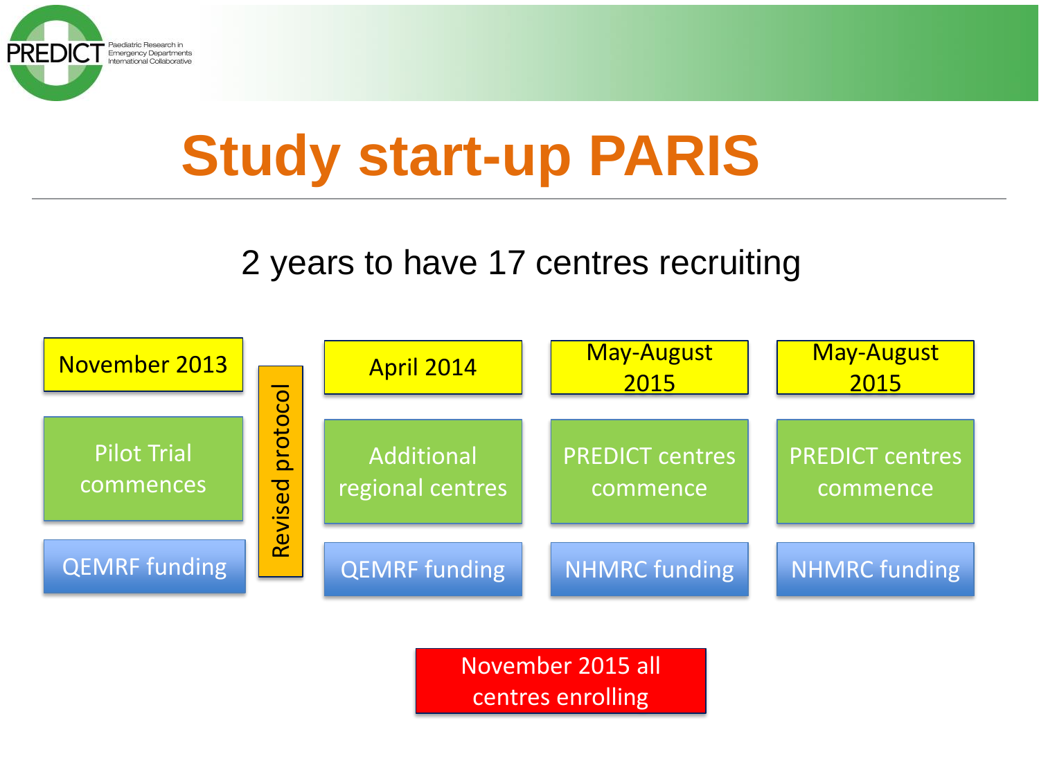# Study start-up PARIS

2 years to have 17 centres recruiting

| November 2013 | | April 2014 | May-August 2015 | May-August 2015 |
|---|---|---|---|---|
| Pilot Trial commences | Revised protocol | Additional regional centres | PREDICT centres commence | PREDICT centres commence |
| QEMRF funding | | QEMRF funding | NHMRC funding | NHMRC funding |

November 2015 all centres enrolling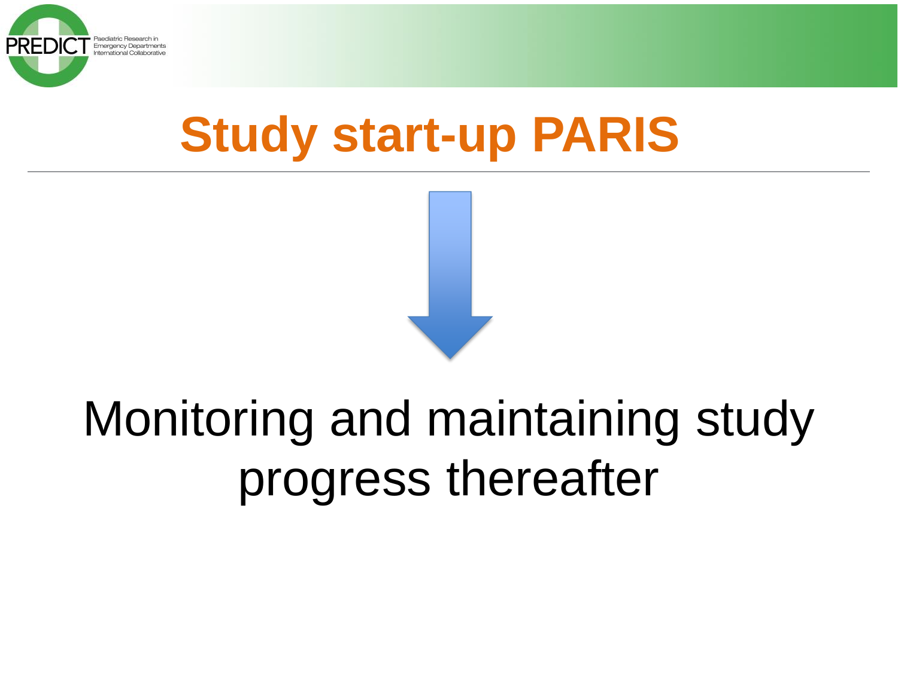# Study start-up PARIS

Monitoring and maintaining study progress thereafter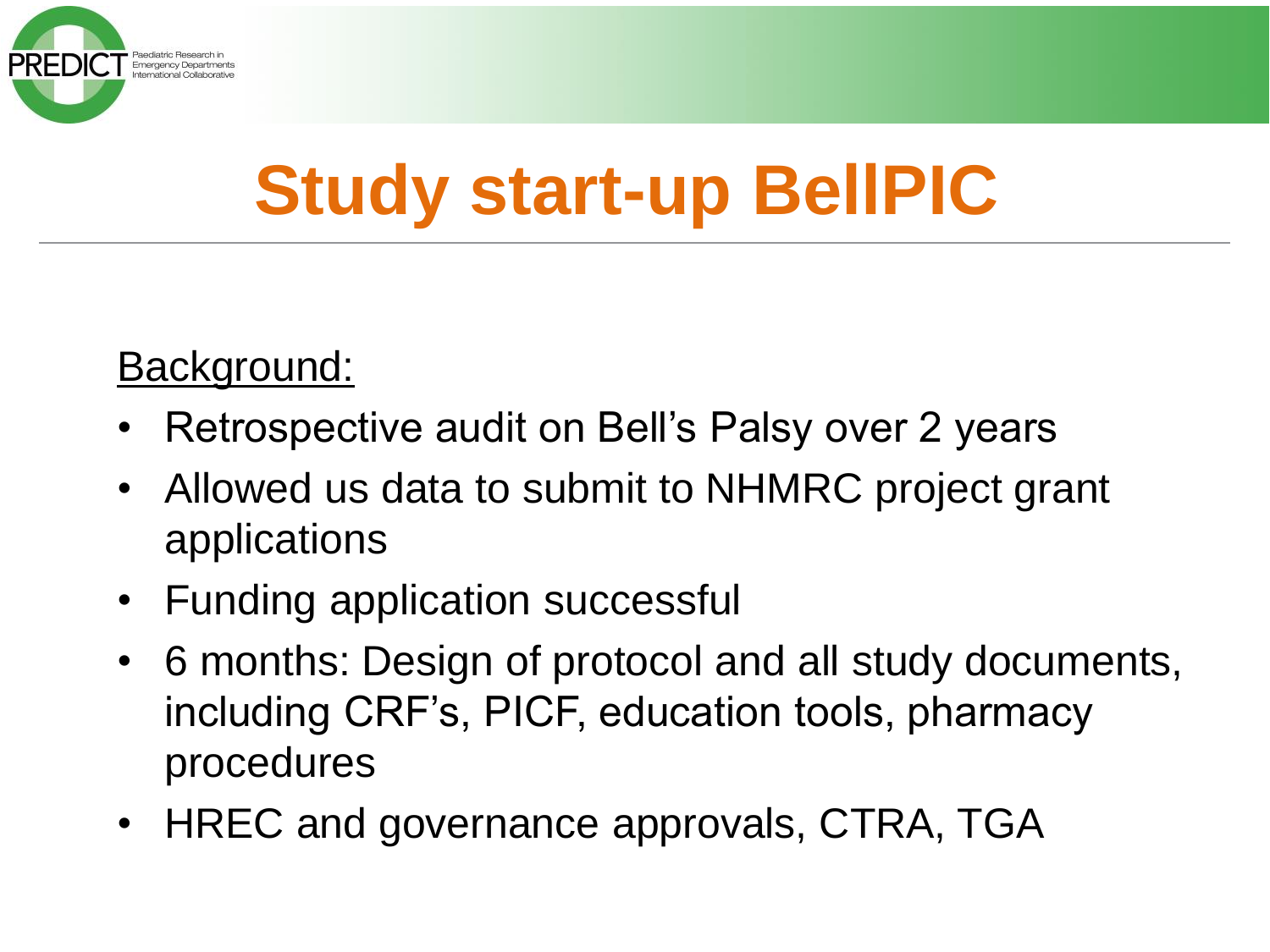# Study start-up BellPIC

Background:

- Retrospective audit on Bell's Palsy over 2 years
- Allowed us data to submit to NHMRC project grant applications
- Funding application successful
- 6 months: Design of protocol and all study documents, including CRF's, PICF, education tools, pharmacy procedures
- HREC and governance approvals, CTRA, TGA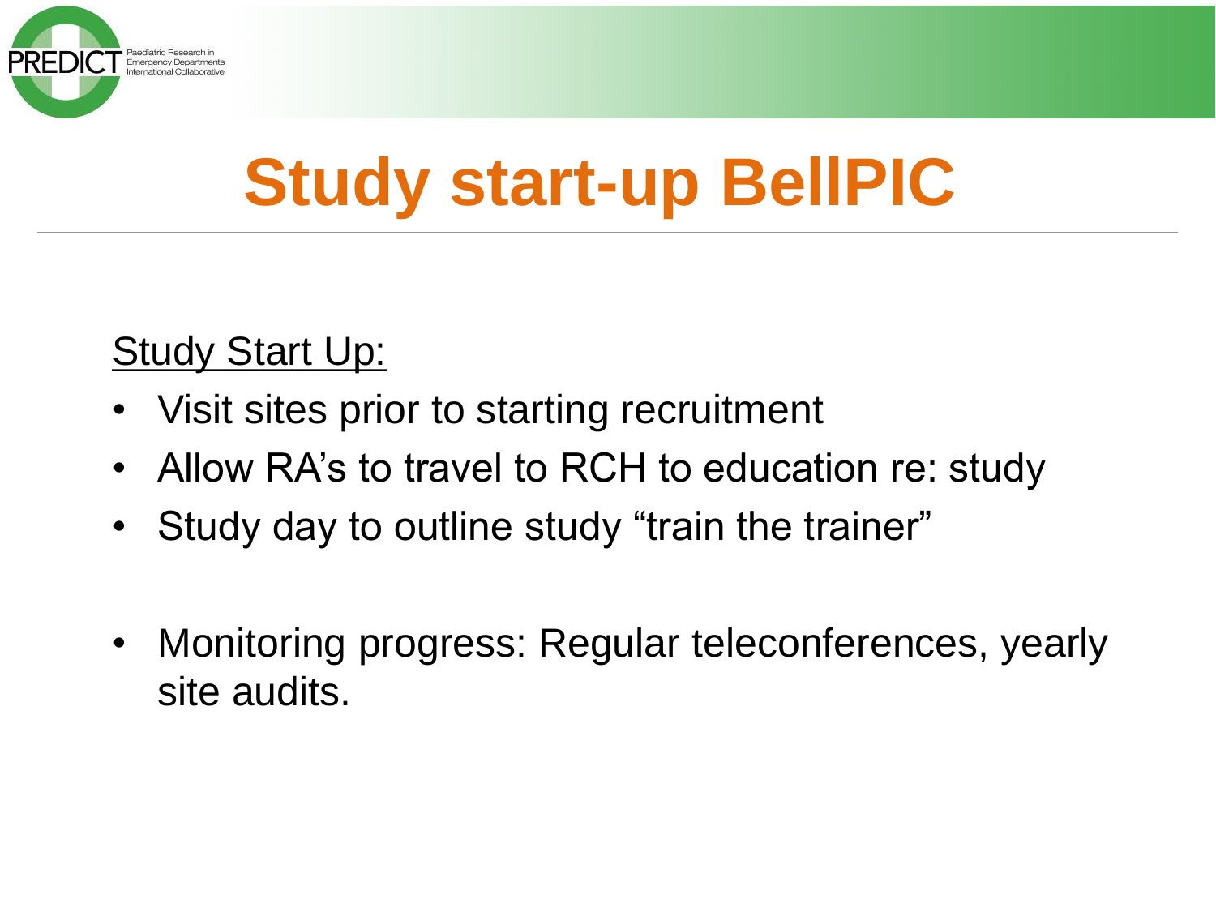# Study start-up BellPIC

Study Start Up:

- Visit sites prior to starting recruitment
- Allow RA's to travel to RCH to education re: study
- Study day to outline study "train the trainer"

- Monitoring progress: Regular teleconferences, yearly site audits.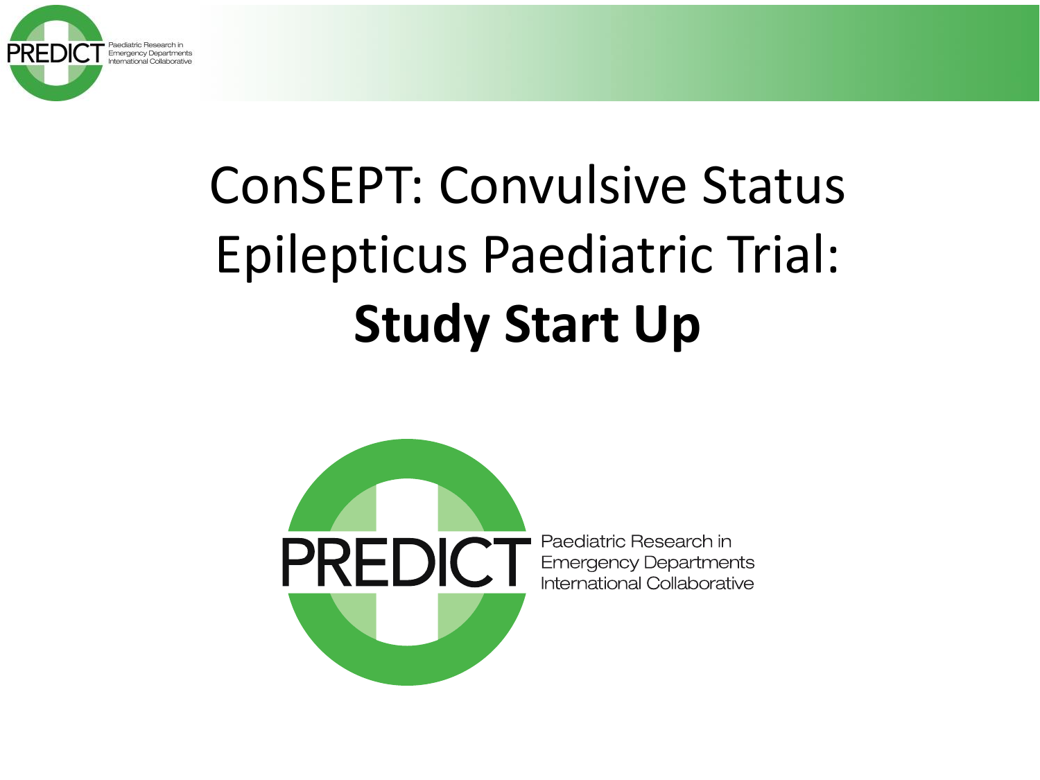# ConSEPT: Convulsive Status Epilepticus Paediatric Trial: **Study Start Up**

PREDICT Paediatric Research in Emergency Departments International Collaborative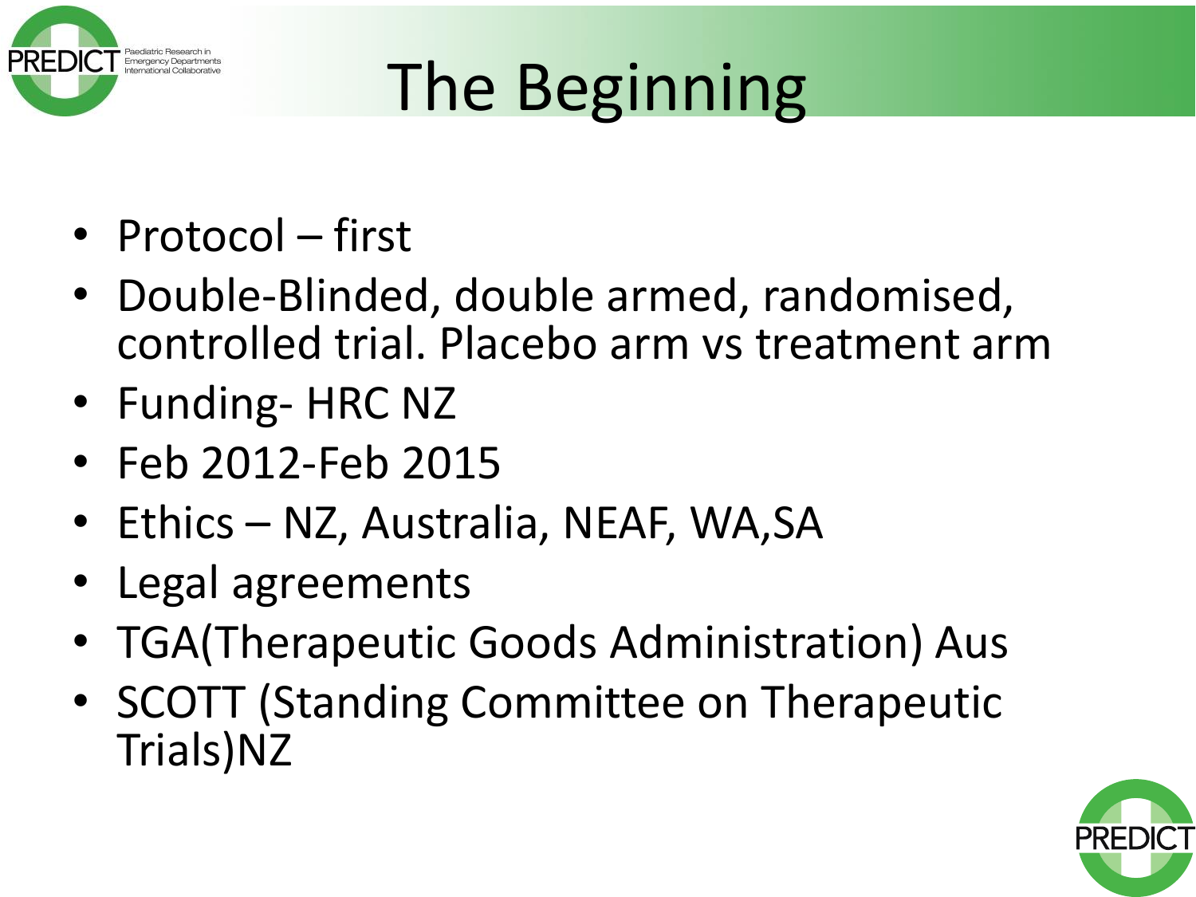# The Beginning

- Protocol – first
- Double-Blinded, double armed, randomised, controlled trial. Placebo arm vs treatment arm
- Funding- HRC NZ
- Feb 2012-Feb 2015
- Ethics – NZ, Australia, NEAF, WA,SA
- Legal agreements
- TGA(Therapeutic Goods Administration) Aus
- SCOTT (Standing Committee on Therapeutic Trials)NZ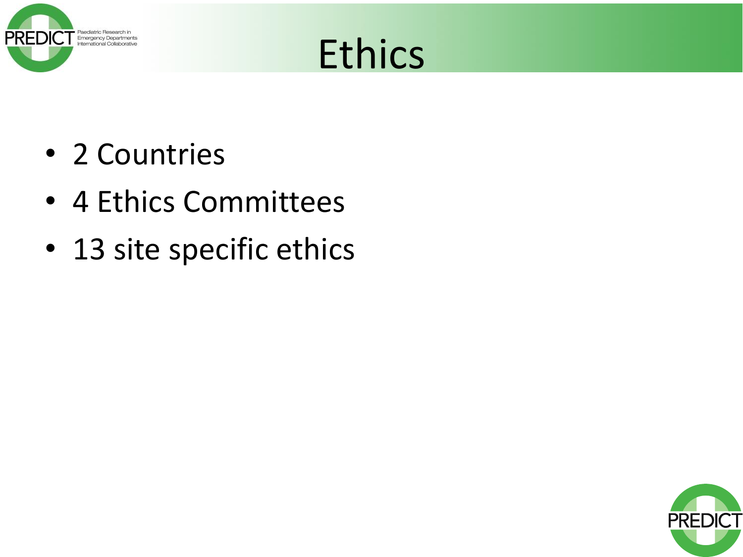# Ethics

- 2 Countries
- 4 Ethics Committees
- 13 site specific ethics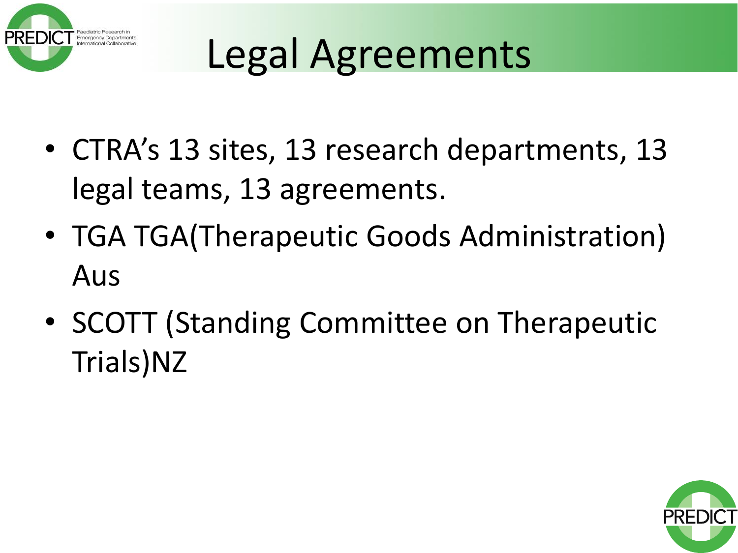# Legal Agreements

- CTRA's 13 sites, 13 research departments, 13 legal teams, 13 agreements.
- TGA TGA(Therapeutic Goods Administration) Aus
- SCOTT (Standing Committee on Therapeutic Trials)NZ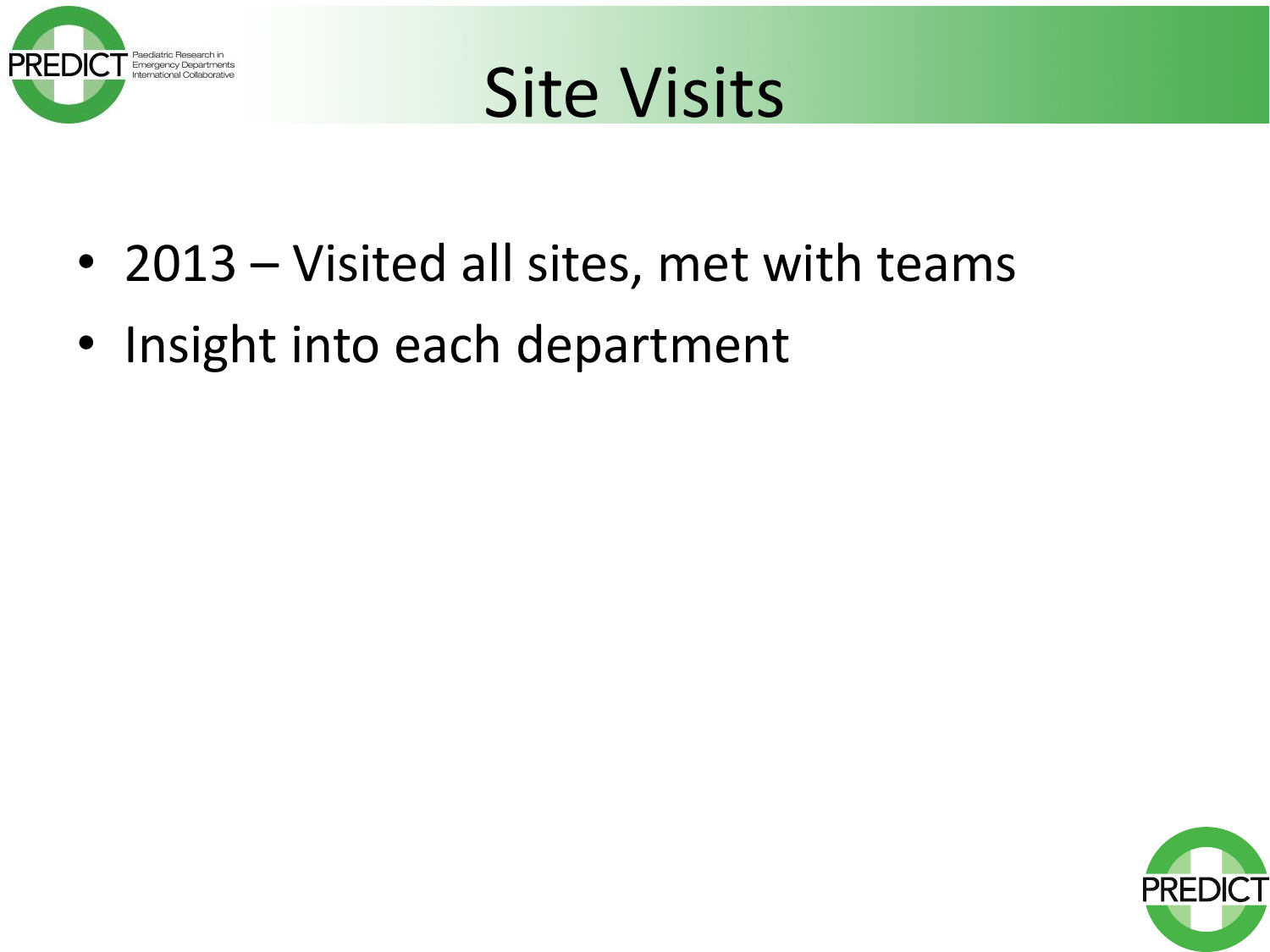# Site Visits

- 2013 – Visited all sites, met with teams
- Insight into each department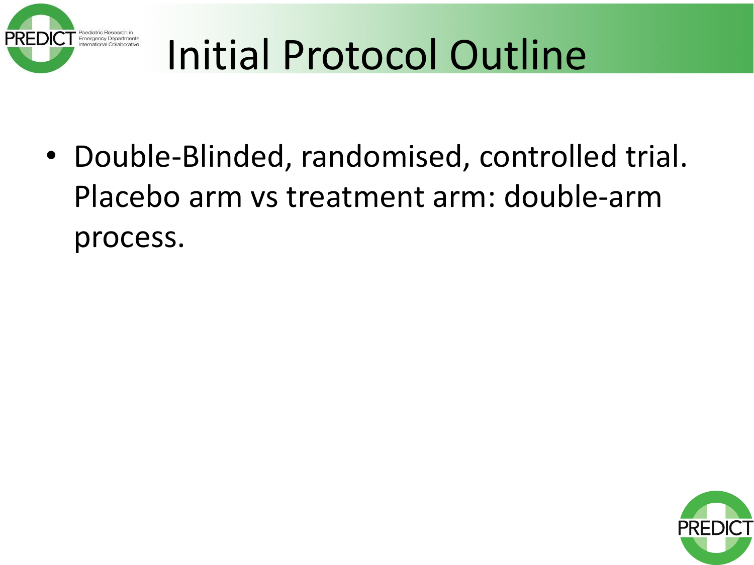# Initial Protocol Outline

- Double-Blinded, randomised, controlled trial. Placebo arm vs treatment arm: double-arm process.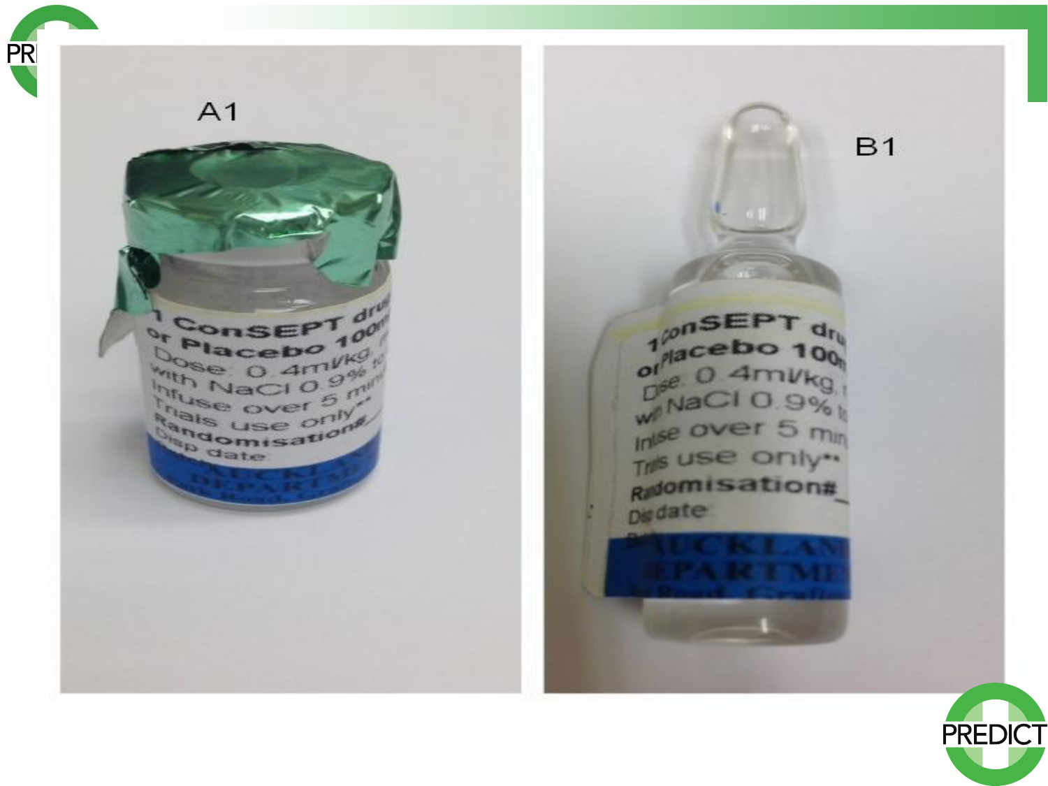A1

B1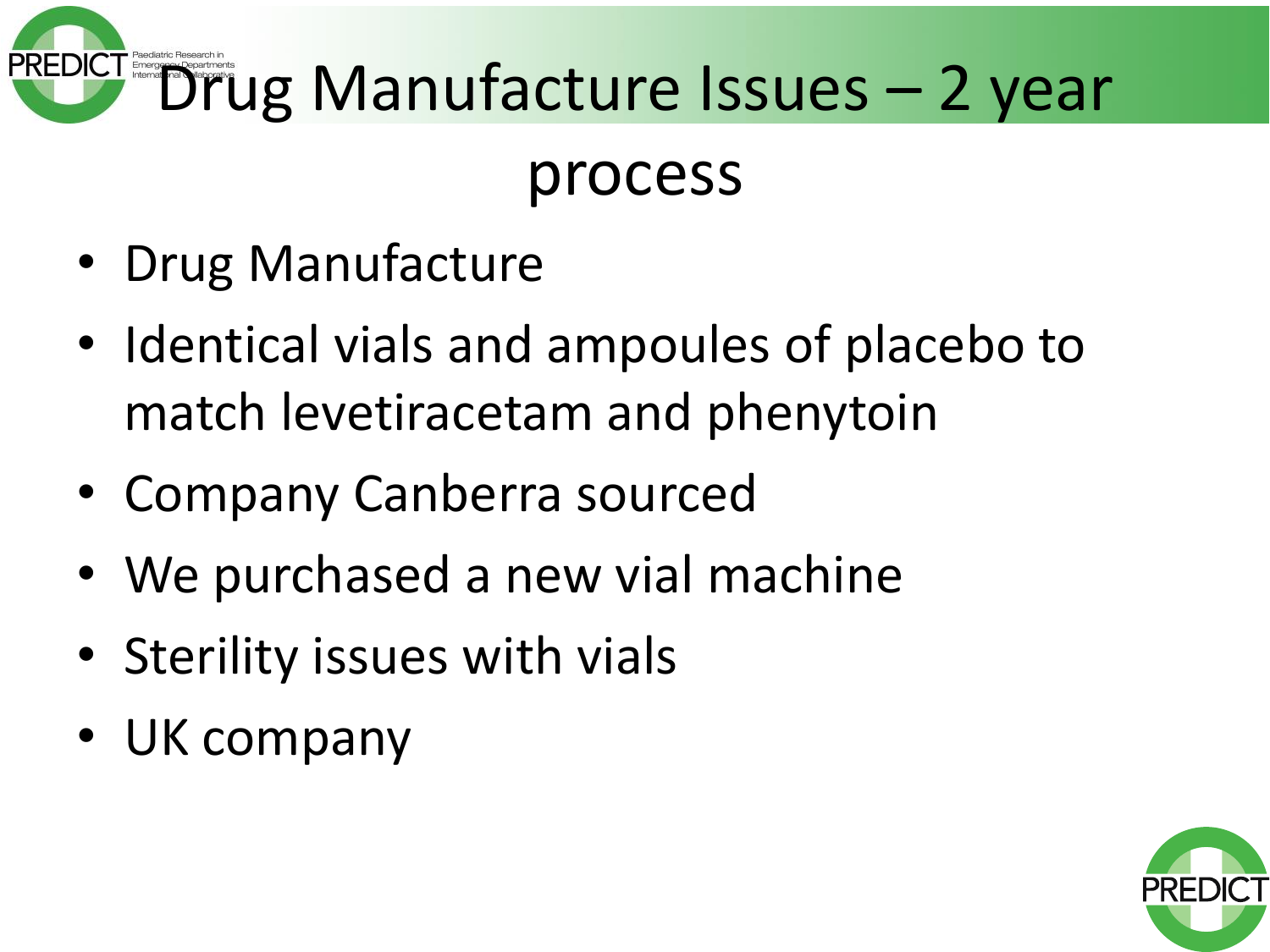# Drug Manufacture Issues – 2 year process

- Drug Manufacture
- Identical vials and ampoules of placebo to match levetiracetam and phenytoin
- Company Canberra sourced
- We purchased a new vial machine
- Sterility issues with vials
- UK company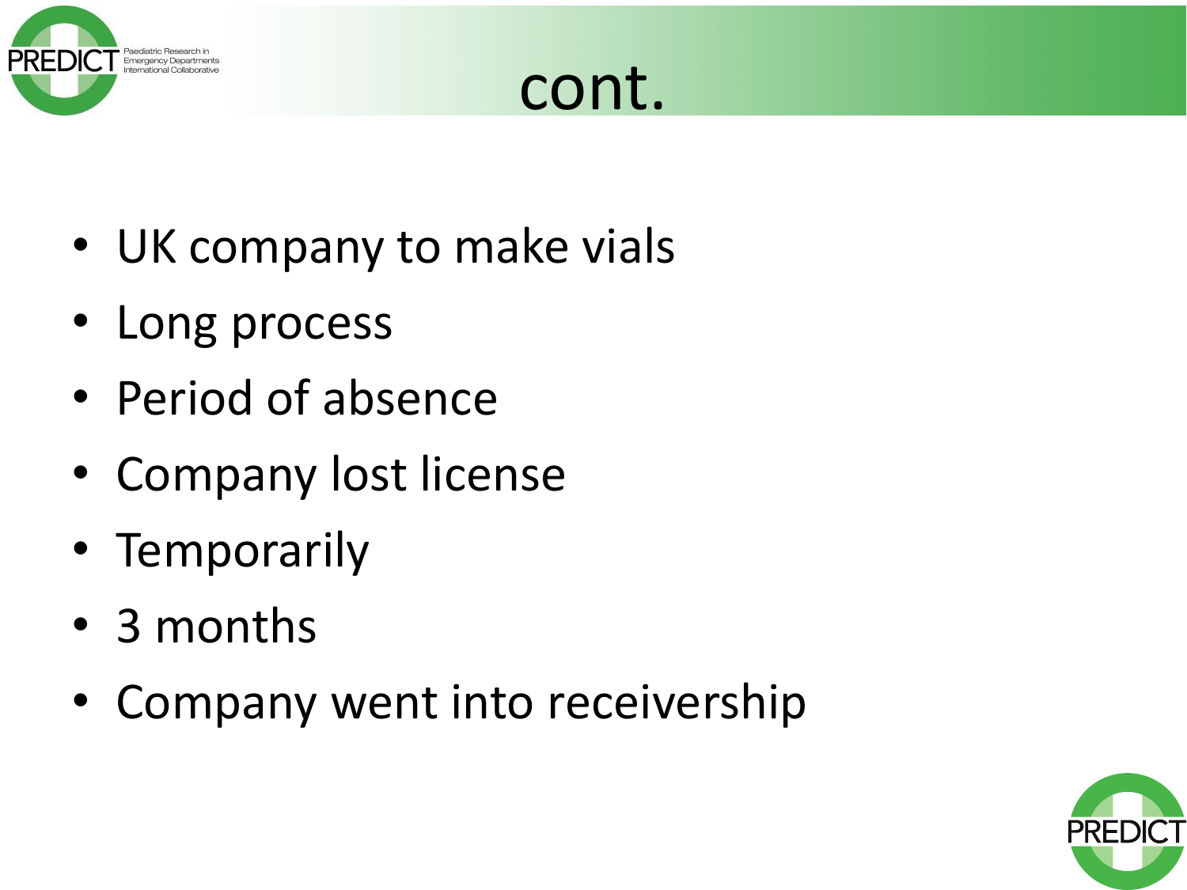# cont.

- UK company to make vials
- Long process
- Period of absence
- Company lost license
- Temporarily
- 3 months
- Company went into receivership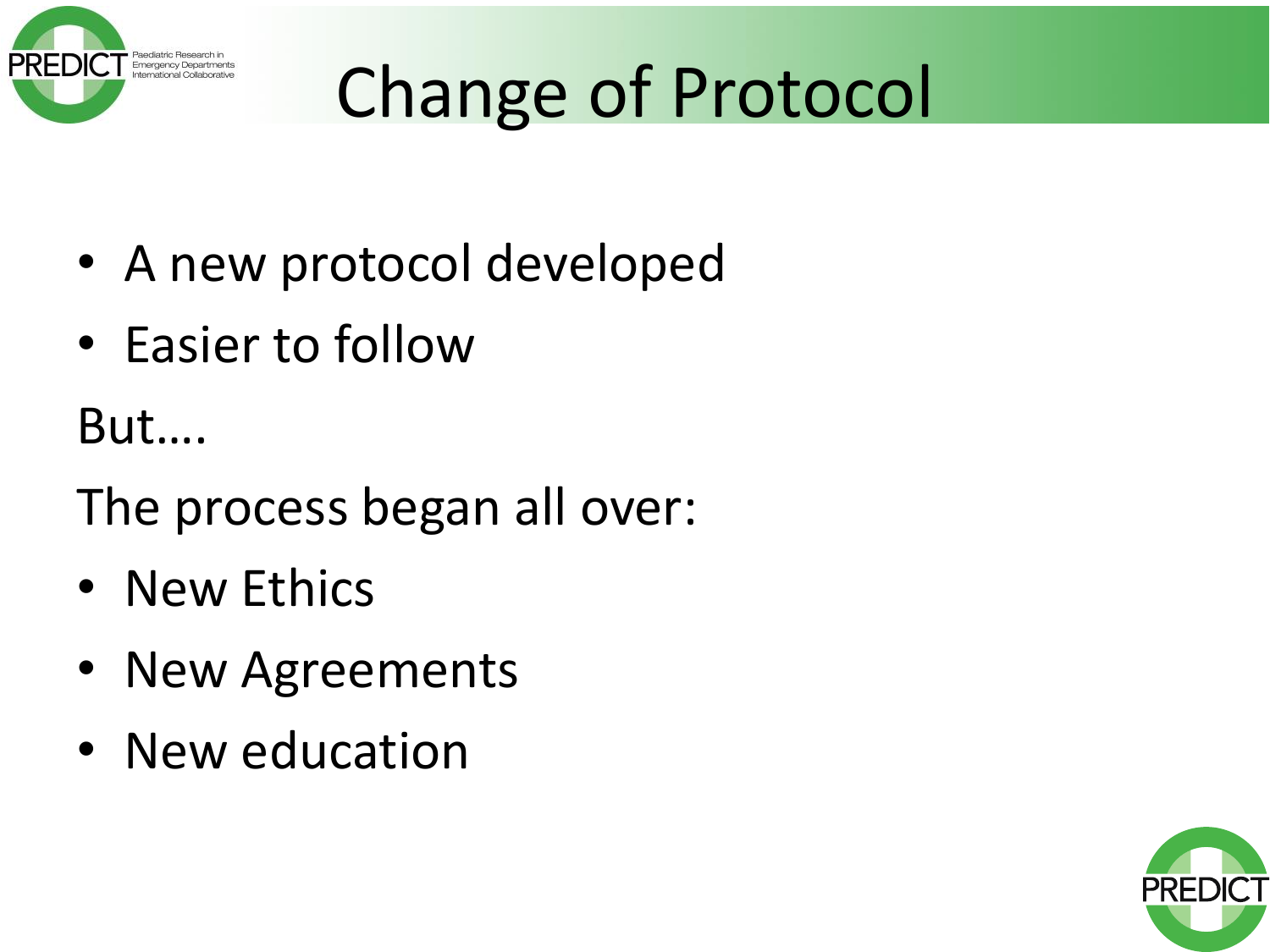# Change of Protocol

- A new protocol developed
- Easier to follow

But….

The process began all over:

- New Ethics
- New Agreements
- New education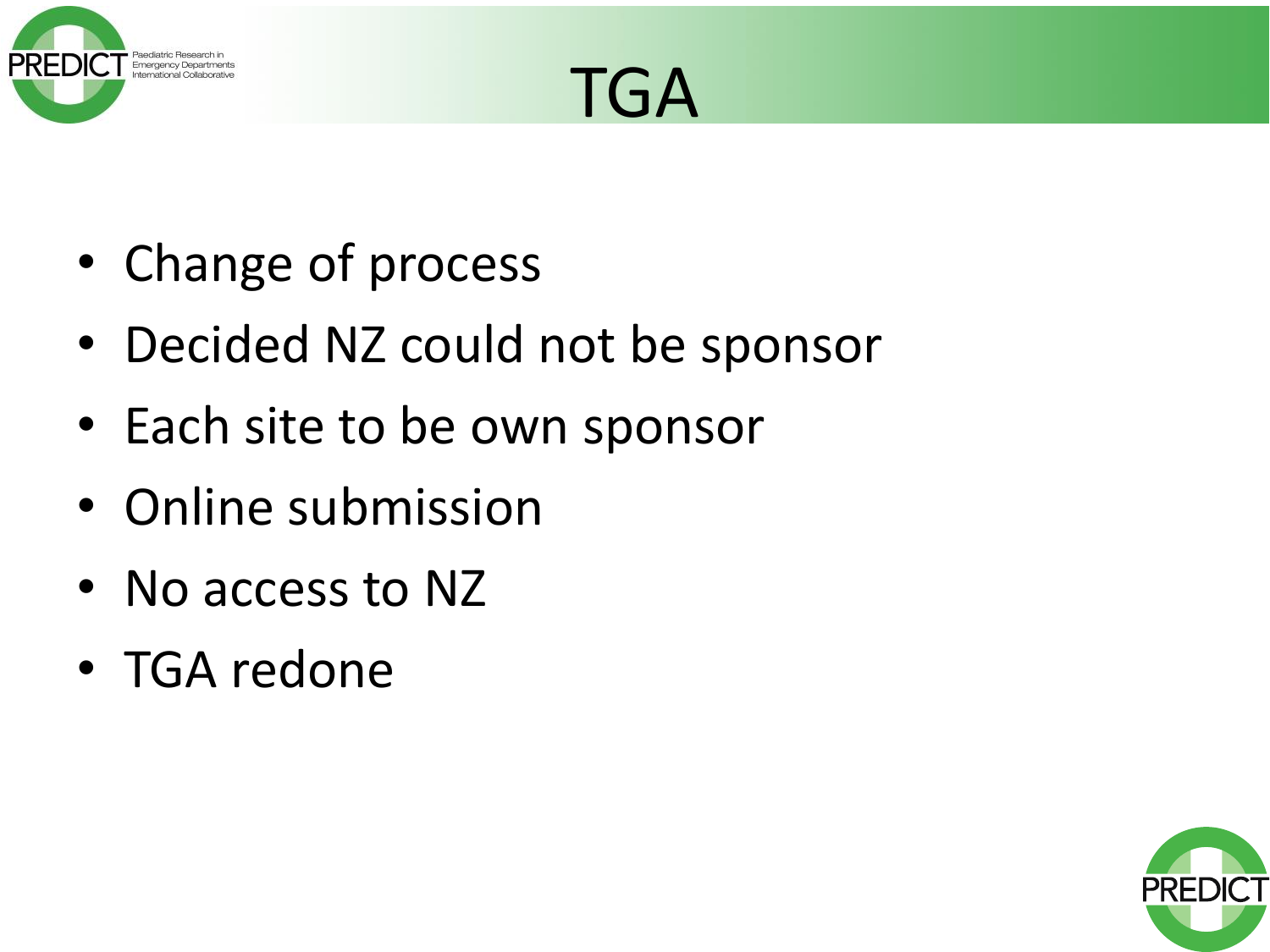# TGA

- Change of process
- Decided NZ could not be sponsor
- Each site to be own sponsor
- Online submission
- No access to NZ
- TGA redone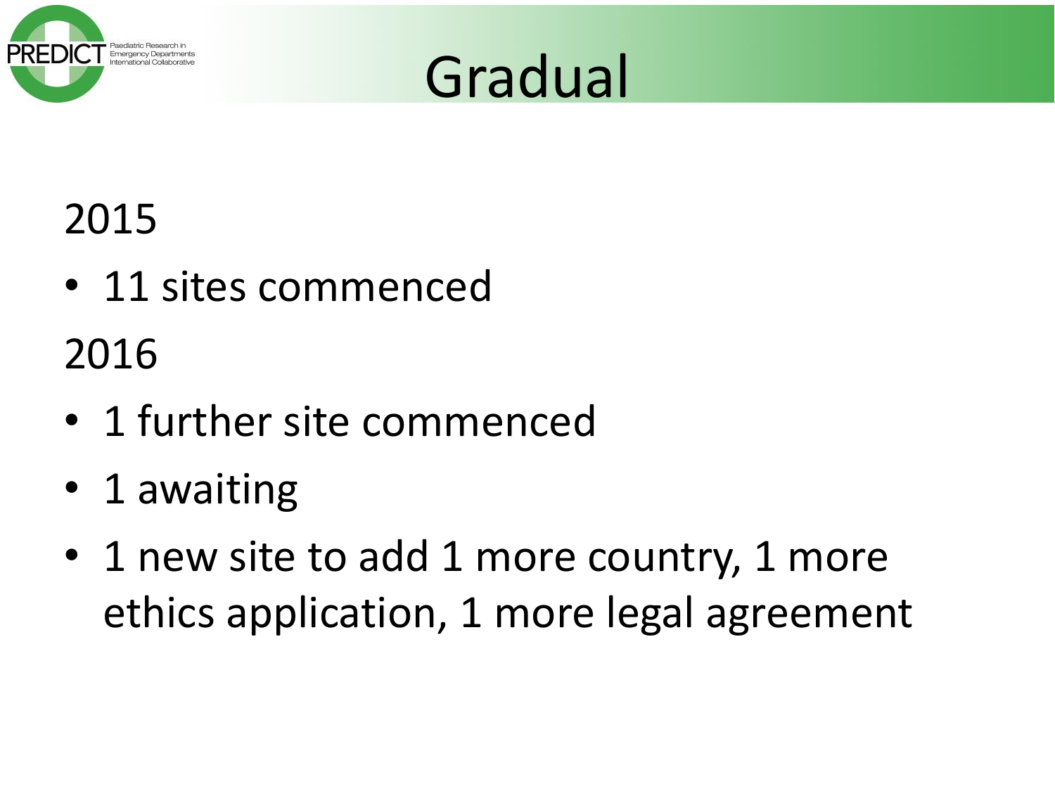# Gradual

2015

- 11 sites commenced

2016

- 1 further site commenced
- 1 awaiting
- 1 new site to add 1 more country, 1 more ethics application, 1 more legal agreement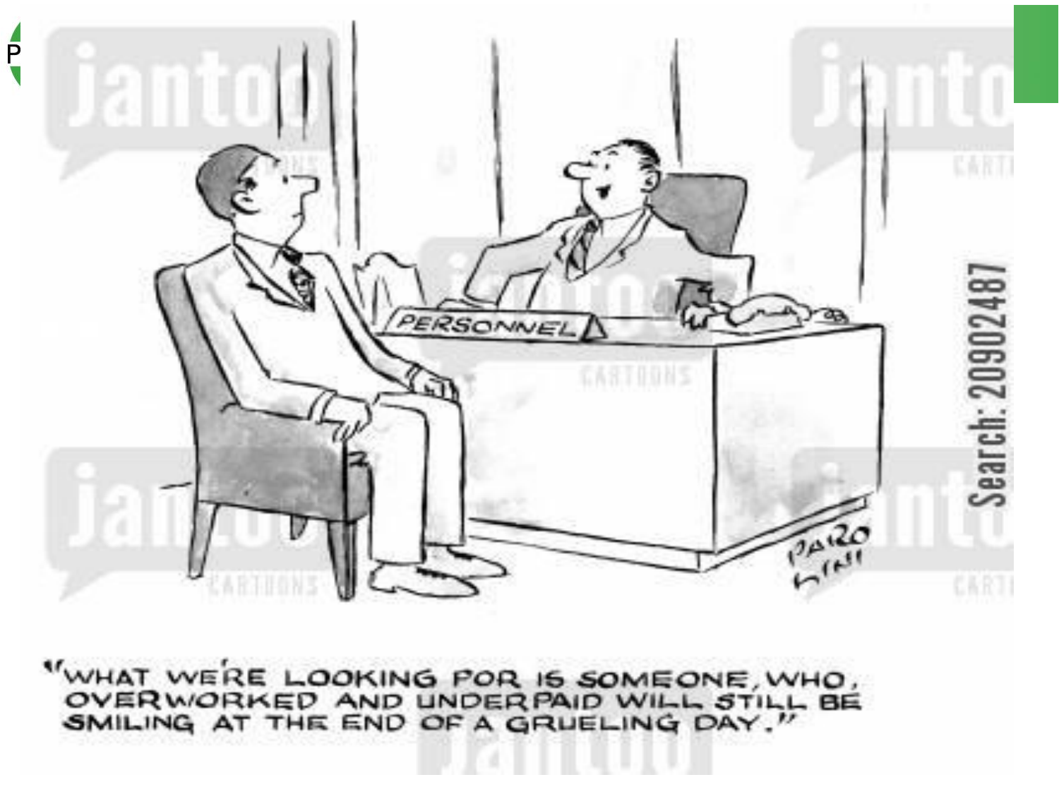"WHAT WE'RE LOOKING FOR IS SOMEONE, WHO, OVERWORKED AND UNDERPAID WILL STILL BE SMILING AT THE END OF A GRUELING DAY."